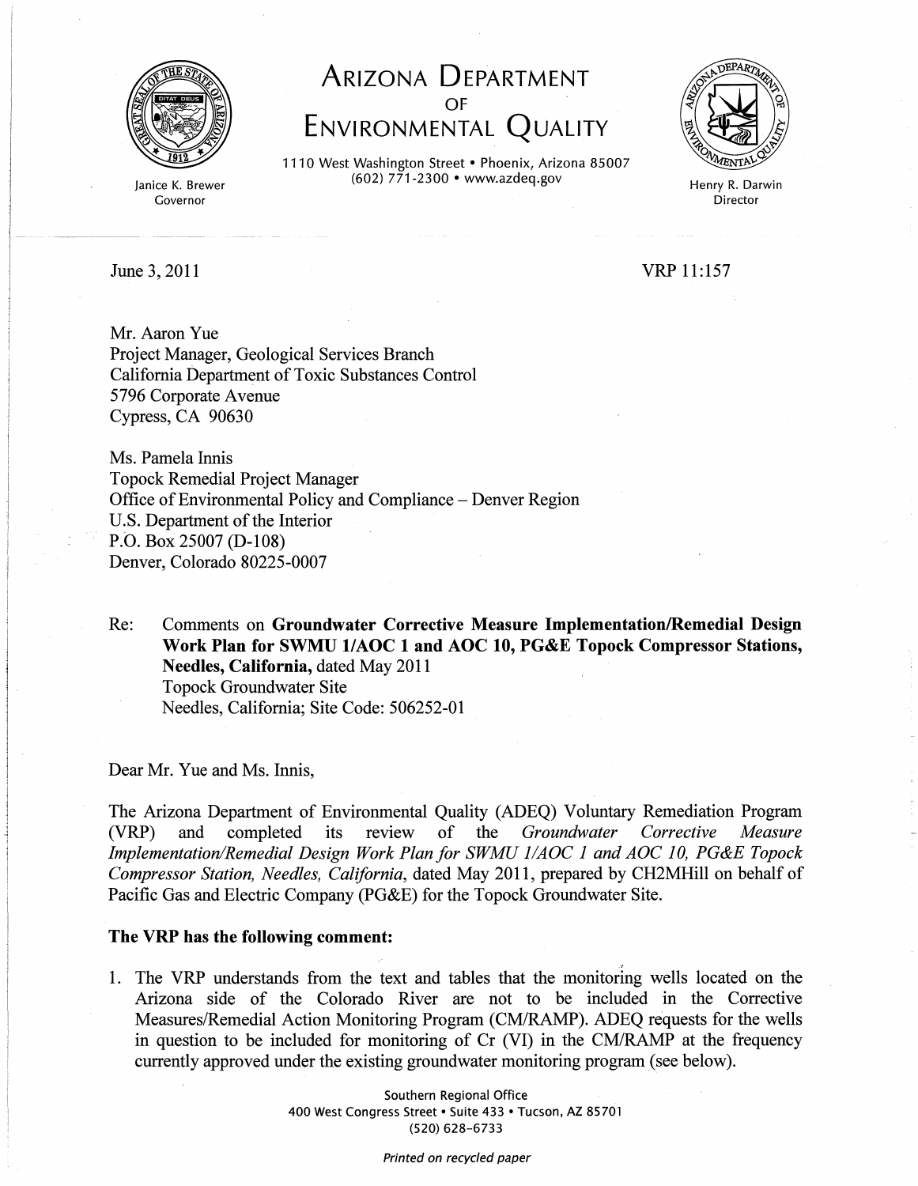# ARIZONA DEPARTMENT OF ENVIRONMENTAL QUALITY

1110 West Washington Street • Phoenix, Arizona 85007
(602) 771-2300 • www.azdeq.gov

Janice K. Brewer
Governor

Henry R. Darwin
Director

June 3, 2011

VRP 11:157

Mr. Aaron Yue
Project Manager, Geological Services Branch
California Department of Toxic Substances Control
5796 Corporate Avenue
Cypress, CA 90630

Ms. Pamela Innis
Topock Remedial Project Manager
Office of Environmental Policy and Compliance – Denver Region
U.S. Department of the Interior
P.O. Box 25007 (D-108)
Denver, Colorado 80225-0007

Re: Comments on **Groundwater Corrective Measure Implementation/Remedial Design Work Plan for SWMU 1/AOC 1 and AOC 10, PG&E Topock Compressor Stations, Needles, California,** dated May 2011
Topock Groundwater Site
Needles, California; Site Code: 506252-01

Dear Mr. Yue and Ms. Innis,

The Arizona Department of Environmental Quality (ADEQ) Voluntary Remediation Program (VRP) and completed its review of the *Groundwater Corrective Measure Implementation/Remedial Design Work Plan for SWMU 1/AOC 1 and AOC 10, PG&E Topock Compressor Station, Needles, California*, dated May 2011, prepared by CH2MHill on behalf of Pacific Gas and Electric Company (PG&E) for the Topock Groundwater Site.

**The VRP has the following comment:**

1. The VRP understands from the text and tables that the monitoring wells located on the Arizona side of the Colorado River are not to be included in the Corrective Measures/Remedial Action Monitoring Program (CM/RAMP). ADEQ requests for the wells in question to be included for monitoring of Cr (VI) in the CM/RAMP at the frequency currently approved under the existing groundwater monitoring program (see below).

Southern Regional Office
400 West Congress Street • Suite 433 • Tucson, AZ 85701
(520) 628-6733

*Printed on recycled paper*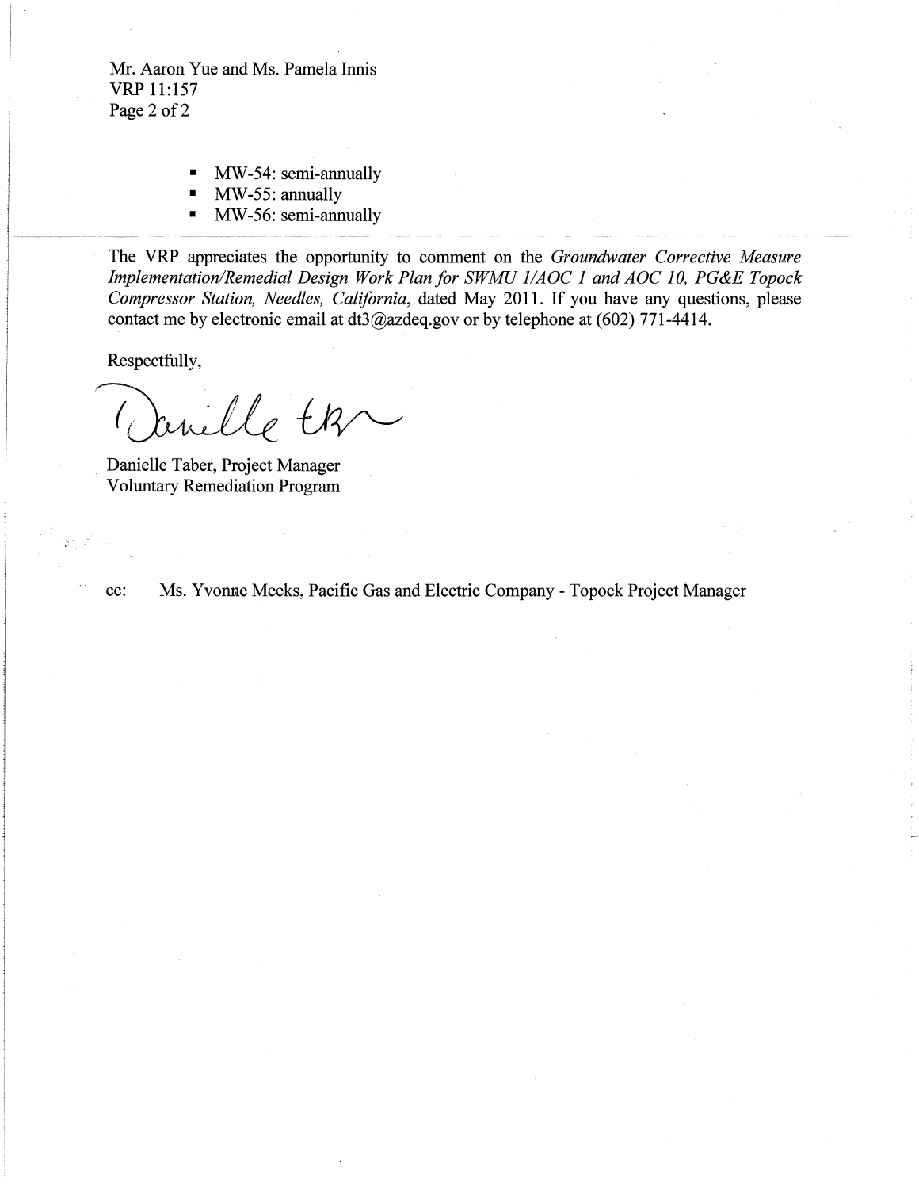Mr. Aaron Yue and Ms. Pamela Innis
VRP 11:157

- MW-54: semi-annually
- MW-55: annually
- MW-56: semi-annually

The VRP appreciates the opportunity to comment on the *Groundwater Corrective Measure Implementation/Remedial Design Work Plan for SWMU 1/AOC 1 and AOC 10, PG&E Topock Compressor Station, Needles, California*, dated May 2011. If you have any questions, please contact me by electronic email at dt3@azdeq.gov or by telephone at (602) 771-4414.

Respectfully,

Danielle Taber

Danielle Taber, Project Manager
Voluntary Remediation Program

cc: Ms. Yvonne Meeks, Pacific Gas and Electric Company - Topock Project Manager